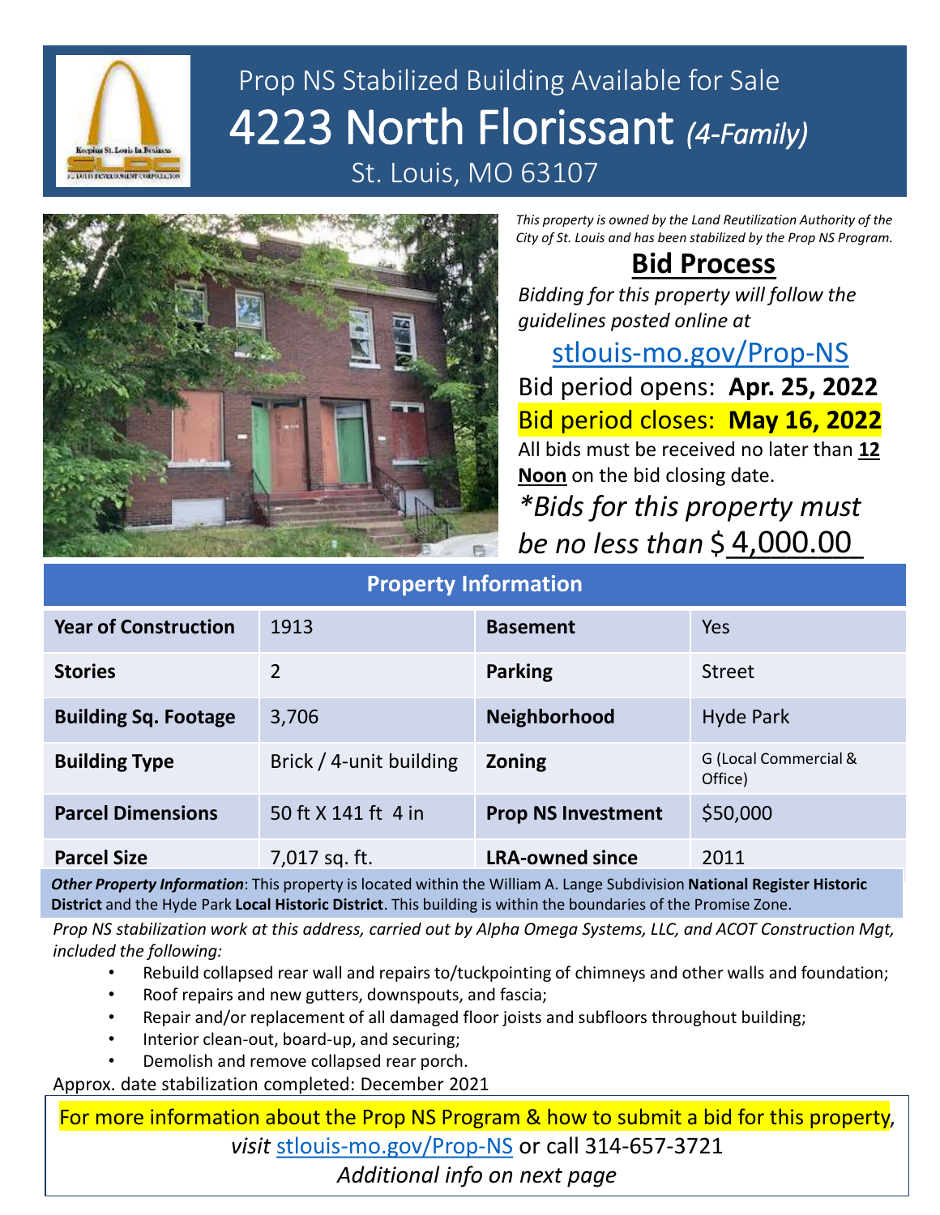# Prop NS Stabilized Building Available for Sale

# 4223 North Florissant *(4-Family)*

St. Louis, MO 63107

*This property is owned by the Land Reutilization Authority of the City of St. Louis and has been stabilized by the Prop NS Program.*

## Bid Process

*Bidding for this property will follow the guidelines posted online at*

stlouis-mo.gov/Prop-NS

Bid period opens: **Apr. 25, 2022**

Bid period closes: **May 16, 2022**

All bids must be received no later than **12 Noon** on the bid closing date.

*\*Bids for this property must be no less than* $ 4,000.00

## Property Information

| | | | |
|---|---|---|---|
| **Year of Construction** | 1913 | **Basement** | Yes |
| **Stories** | 2 | **Parking** | Street |
| **Building Sq. Footage** | 3,706 | **Neighborhood** | Hyde Park |
| **Building Type** | Brick / 4-unit building | **Zoning** | G (Local Commercial & Office) |
| **Parcel Dimensions** | 50 ft X 141 ft 4 in | **Prop NS Investment** | $50,000 |
| **Parcel Size** | 7,017 sq. ft. | **LRA-owned since** | 2011 |

***Other Property Information***: This property is located within the William A. Lange Subdivision **National Register Historic District** and the Hyde Park **Local Historic District**. This building is within the boundaries of the Promise Zone.

*Prop NS stabilization work at this address, carried out by Alpha Omega Systems, LLC, and ACOT Construction Mgt, included the following:*

- Rebuild collapsed rear wall and repairs to/tuckpointing of chimneys and other walls and foundation;
- Roof repairs and new gutters, downspouts, and fascia;
- Repair and/or replacement of all damaged floor joists and subfloors throughout building;
- Interior clean-out, board-up, and securing;
- Demolish and remove collapsed rear porch.

Approx. date stabilization completed: December 2021

For more information about the Prop NS Program & how to submit a bid for this property, *visit* stlouis-mo.gov/Prop-NS or call 314-657-3721

*Additional info on next page*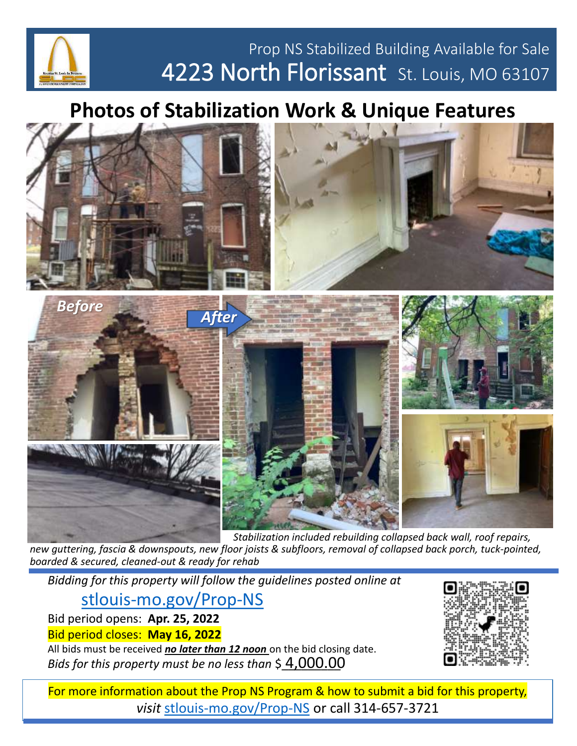Prop NS Stabilized Building Available for Sale

# 4223 North Florissant St. Louis, MO 63107

## Photos of Stabilization Work & Unique Features

*Before*

*After*

*Stabilization included rebuilding collapsed back wall, roof repairs, new guttering, fascia & downspouts, new floor joists & subfloors, removal of collapsed back porch, tuck-pointed, boarded & secured, cleaned-out & ready for rehab*

*Bidding for this property will follow the guidelines posted online at*

stlouis-mo.gov/Prop-NS

Bid period opens: **Apr. 25, 2022**

Bid period closes: **May 16, 2022**

All bids must be received ***no later than 12 noon*** on the bid closing date.

*Bids for this property must be no less than* $ 4,000.00

For more information about the Prop NS Program & how to submit a bid for this property, *visit* stlouis-mo.gov/Prop-NS or call 314-657-3721